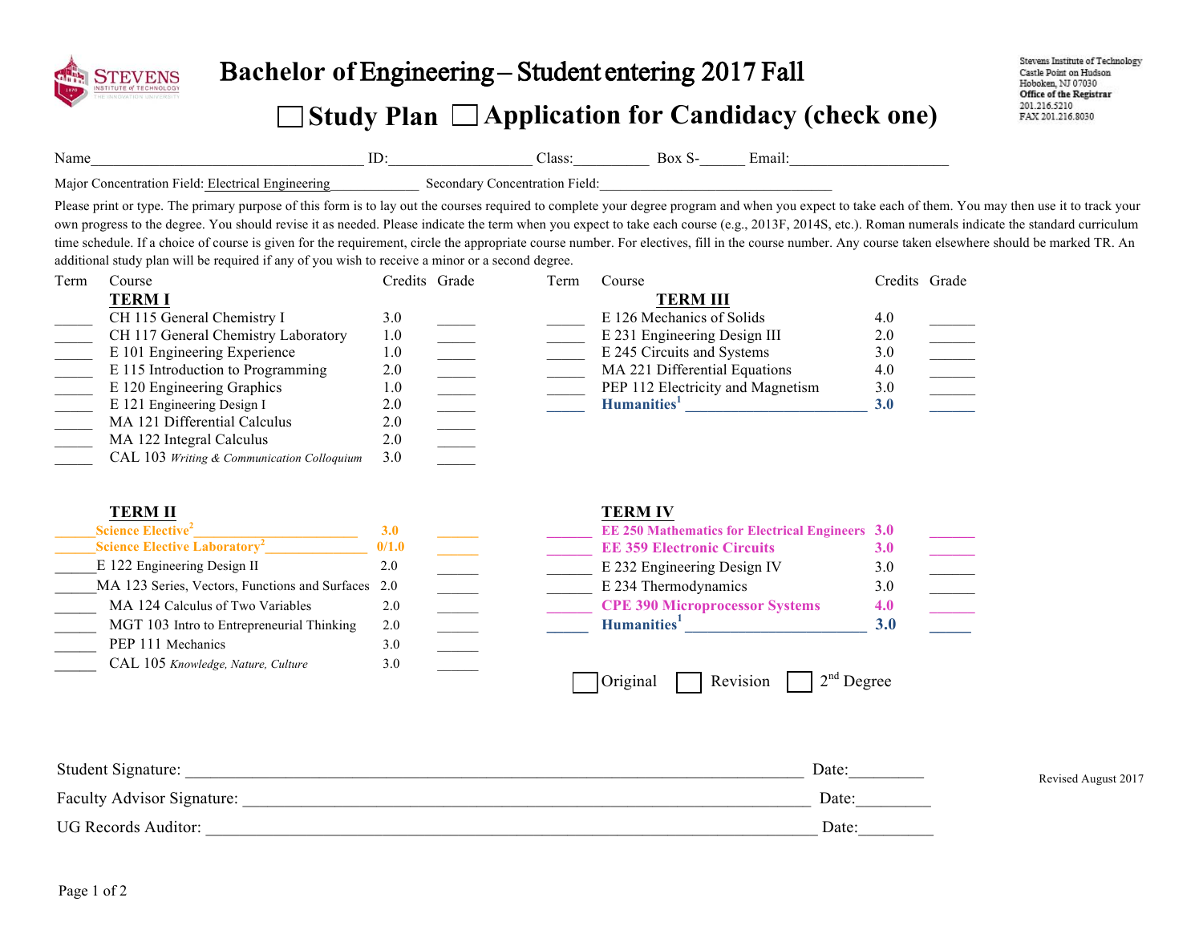# Bachelor of Engineering – Student entering 2017 Fall

## ☐ Study Plan ☐ Application for Candidacy (check one)

Stevens Institute of Technology
Castle Point on Hudson
Hoboken, NJ 07030
**Office of the Registrar**
201.216.5210
FAX 201.216.8030

Name\_\_\_\_\_\_\_\_\_\_\_\_\_\_\_\_\_\_\_\_\_\_\_\_\_\_\_\_\_\_\_\_\_\_\_ ID:\_\_\_\_\_\_\_\_\_\_\_\_\_\_\_\_\_\_ Class:\_\_\_\_\_\_\_\_\_\_ Box S-\_\_\_\_\_\_ Email:\_\_\_\_\_\_\_\_\_\_\_\_\_\_\_\_\_\_\_\_\_

Major Concentration Field: Electrical Engineering\_\_\_\_\_\_\_\_\_\_\_\_ Secondary Concentration Field:\_\_\_\_\_\_\_\_\_\_\_\_\_\_\_\_\_\_\_\_\_\_\_\_\_\_\_\_\_\_\_\_

Please print or type. The primary purpose of this form is to lay out the courses required to complete your degree program and when you expect to take each of them. You may then use it to track your own progress to the degree. You should revise it as needed. Please indicate the term when you expect to take each course (e.g., 2013F, 2014S, etc.). Roman numerals indicate the standard curriculum time schedule. If a choice of course is given for the requirement, circle the appropriate course number. For electives, fill in the course number. Any course taken elsewhere should be marked TR. An additional study plan will be required if any of you wish to receive a minor or a second degree.

### TERM I

| Term | Course | Credits | Grade |
|---|---|---|---|
| | CH 115 General Chemistry I | 3.0 | |
| | CH 117 General Chemistry Laboratory | 1.0 | |
| | E 101 Engineering Experience | 1.0 | |
| | E 115 Introduction to Programming | 2.0 | |
| | E 120 Engineering Graphics | 1.0 | |
| | E 121 Engineering Design I | 2.0 | |
| | MA 121 Differential Calculus | 2.0 | |
| | MA 122 Integral Calculus | 2.0 | |
| | CAL 103 *Writing & Communication Colloquium* | 3.0 | |

### TERM II

| Term | Course | Credits | Grade |
|---|---|---|---|
| | **Science Elective[2]** \_\_\_\_\_\_\_\_\_\_\_\_ | **3.0** | |
| | **Science Elective Laboratory[2]** \_\_\_\_\_\_\_\_\_\_\_\_ | **0/1.0** | |
| | E 122 Engineering Design II | 2.0 | |
| | MA 123 Series, Vectors, Functions and Surfaces | 2.0 | |
| | MA 124 Calculus of Two Variables | 2.0 | |
| | MGT 103 Intro to Entrepreneurial Thinking | 2.0 | |
| | PEP 111 Mechanics | 3.0 | |
| | CAL 105 *Knowledge, Nature, Culture* | 3.0 | |

### TERM III

| Term | Course | Credits | Grade |
|---|---|---|---|
| | E 126 Mechanics of Solids | 4.0 | |
| | E 231 Engineering Design III | 2.0 | |
| | E 245 Circuits and Systems | 3.0 | |
| | MA 221 Differential Equations | 4.0 | |
| | PEP 112 Electricity and Magnetism | 3.0 | |
| | **Humanities[1]** \_\_\_\_\_\_\_\_\_\_\_\_ | **3.0** | |

### TERM IV

| Term | Course | Credits | Grade |
|---|---|---|---|
| | **EE 250 Mathematics for Electrical Engineers** | **3.0** | |
| | **EE 359 Electronic Circuits** | **3.0** | |
| | E 232 Engineering Design IV | 3.0 | |
| | E 234 Thermodynamics | 3.0 | |
| | **CPE 390 Microprocessor Systems** | **4.0** | |
| | **Humanities[1]** \_\_\_\_\_\_\_\_\_\_\_\_ | **3.0** | |

☐ Original ☐ Revision ☐ 2nd Degree

Student Signature: \_\_\_\_\_\_\_\_\_\_\_\_\_\_\_\_\_\_\_\_\_\_\_\_\_\_\_\_\_\_\_\_\_\_\_\_\_\_\_\_ Date:\_\_\_\_\_\_\_\_\_

Faculty Advisor Signature: \_\_\_\_\_\_\_\_\_\_\_\_\_\_\_\_\_\_\_\_\_\_\_\_\_\_\_\_\_\_\_\_\_\_\_\_\_\_\_\_ Date:\_\_\_\_\_\_\_\_\_

UG Records Auditor: \_\_\_\_\_\_\_\_\_\_\_\_\_\_\_\_\_\_\_\_\_\_\_\_\_\_\_\_\_\_\_\_\_\_\_\_\_\_\_\_ Date:\_\_\_\_\_\_\_\_\_

Revised August 2017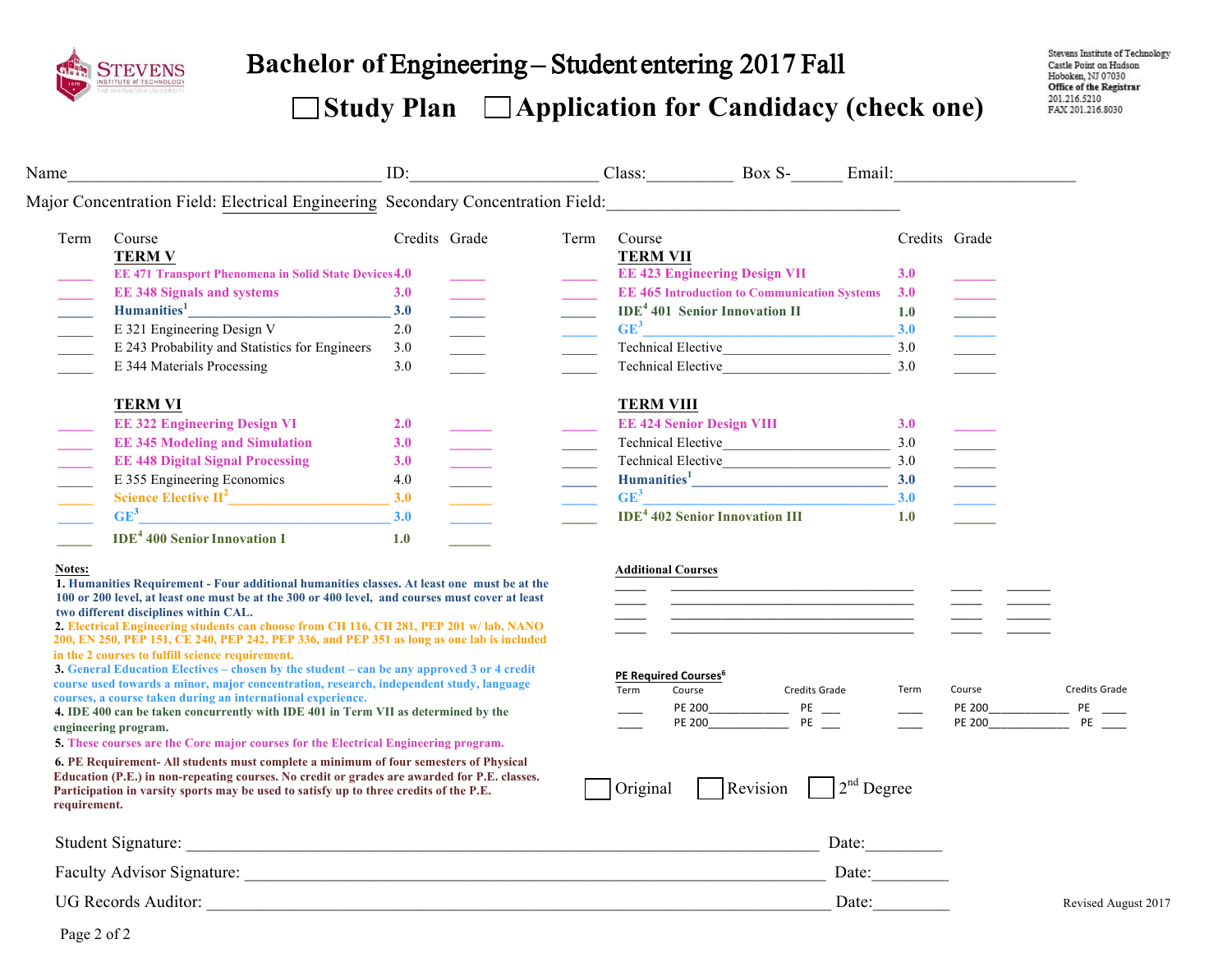Stevens Institute of Technology
Castle Point on Hudson
Hoboken, NJ 07030
Office of the Registrar
201.216.5210
FAX 201.216.8030

# Bachelor of Engineering – Student entering 2017 Fall

☐ Study Plan ☐ Application for Candidacy (check one)

Name_____________________________________ ID:_____________________ Class:__________ Box S-______ Email:_____________________

Major Concentration Field: Electrical Engineering Secondary Concentration Field:_________________________________

| Term | Course | Credits | Grade |
|---|---|---|---|
| | **TERM V** | | |
| _____ | EE 471 Transport Phenomena in Solid State Devices | 4.0 | _____ |
| _____ | EE 348 Signals and systems | 3.0 | _____ |
| _____ | Humanities[1] ____________________ | 3.0 | _____ |
| _____ | E 321 Engineering Design V | 2.0 | _____ |
| _____ | E 243 Probability and Statistics for Engineers | 3.0 | _____ |
| _____ | E 344 Materials Processing | 3.0 | _____ |
| | **TERM VI** | | |
| _____ | EE 322 Engineering Design VI | 2.0 | _____ |
| _____ | EE 345 Modeling and Simulation | 3.0 | _____ |
| _____ | EE 448 Digital Signal Processing | 3.0 | _____ |
| _____ | E 355 Engineering Economics | 4.0 | _____ |
| _____ | Science Elective II[2] ____________________ | 3.0 | _____ |
| _____ | GE[3] ____________________ | 3.0 | _____ |
| _____ | IDE[4] 400 Senior Innovation I | 1.0 | _____ |

| Term | Course | Credits | Grade |
|---|---|---|---|
| | **TERM VII** | | |
| _____ | EE 423 Engineering Design VII | 3.0 | _____ |
| _____ | EE 465 Introduction to Communication Systems | 3.0 | _____ |
| _____ | IDE[4] 401 Senior Innovation II | 1.0 | _____ |
| _____ | GE[3] ____________________ | 3.0 | _____ |
| _____ | Technical Elective ____________________ | 3.0 | _____ |
| _____ | Technical Elective ____________________ | 3.0 | _____ |
| | **TERM VIII** | | |
| _____ | EE 424 Senior Design VIII | 3.0 | _____ |
| _____ | Technical Elective ____________________ | 3.0 | _____ |
| _____ | Technical Elective ____________________ | 3.0 | _____ |
| _____ | Humanities[1] ____________________ | 3.0 | _____ |
| _____ | GE[3] ____________________ | 3.0 | _____ |
| _____ | IDE[4] 402 Senior Innovation III | 1.0 | _____ |

**Notes:**

1. Humanities Requirement - Four additional humanities classes. At least one must be at the 100 or 200 level, at least one must be at the 300 or 400 level, and courses must cover at least two different disciplines within CAL.
2. Electrical Engineering students can choose from CH 116, CH 281, PEP 201 w/ lab, NANO 200, EN 250, PEP 151, CE 240, PEP 242, PEP 336, and PEP 351 as long as one lab is included in the 2 courses to fulfill science requirement.
3. General Education Electives – chosen by the student – can be any approved 3 or 4 credit course used towards a minor, major concentration, research, independent study, language courses, a course taken during an international experience.
4. IDE 400 can be taken concurrently with IDE 401 in Term VII as determined by the engineering program.
5. These courses are the Core major courses for the Electrical Engineering program.
6. PE Requirement- All students must complete a minimum of four semesters of Physical Education (P.E.) in non-repeating courses. No credit or grades are awarded for P.E. classes. Participation in varsity sports may be used to satisfy up to three credits of the P.E. requirement.

**Additional Courses**

| | | | |
|---|---|---|---|
| _____ | ________________________________ | _____ | _____ |
| _____ | ________________________________ | _____ | _____ |
| _____ | ________________________________ | _____ | _____ |
| _____ | ________________________________ | _____ | _____ |

**PE Required Courses[6]**

| Term | Course | Credits | Grade | Term | Course | Credits | Grade |
|---|---|---|---|---|---|---|---|
| ____ | PE 200____________ | PE | ___ | ____ | PE 200____________ | PE | ___ |
| ____ | PE 200____________ | PE | ___ | ____ | PE 200____________ | PE | ___ |

☐ Original ☐ Revision ☐ 2nd Degree

Student Signature: ____________________________________________ Date:_________

Faculty Advisor Signature: ______________________________________ Date:_________

UG Records Auditor: ___________________________________________ Date:_________

Revised August 2017